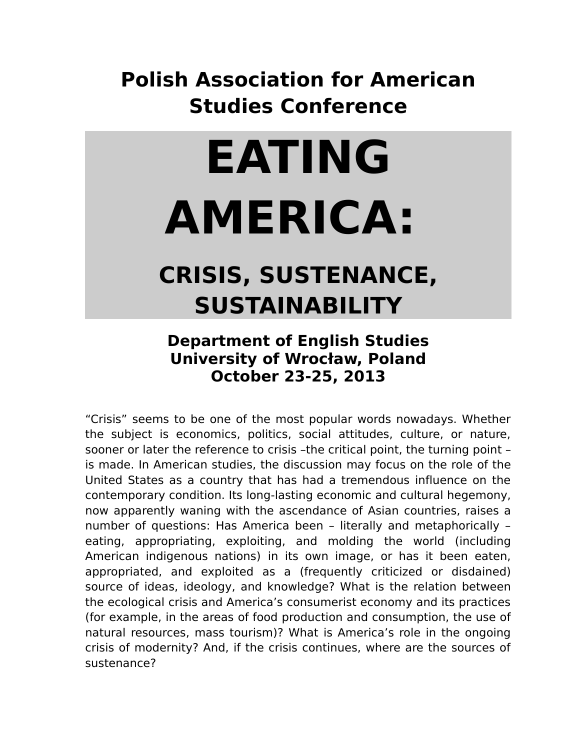# Polish Association for American Studies Conference

# EATING AMERICA:

## CRISIS, SUSTENANCE, SUSTAINABILITY

**Department of English Studies**
**University of Wrocław, Poland**
**October 23-25, 2013**

“Crisis” seems to be one of the most popular words nowadays. Whether the subject is economics, politics, social attitudes, culture, or nature, sooner or later the reference to crisis –the critical point, the turning point – is made. In American studies, the discussion may focus on the role of the United States as a country that has had a tremendous influence on the contemporary condition. Its long-lasting economic and cultural hegemony, now apparently waning with the ascendance of Asian countries, raises a number of questions: Has America been – literally and metaphorically – eating, appropriating, exploiting, and molding the world (including American indigenous nations) in its own image, or has it been eaten, appropriated, and exploited as a (frequently criticized or disdained) source of ideas, ideology, and knowledge? What is the relation between the ecological crisis and America’s consumerist economy and its practices (for example, in the areas of food production and consumption, the use of natural resources, mass tourism)? What is America’s role in the ongoing crisis of modernity? And, if the crisis continues, where are the sources of sustenance?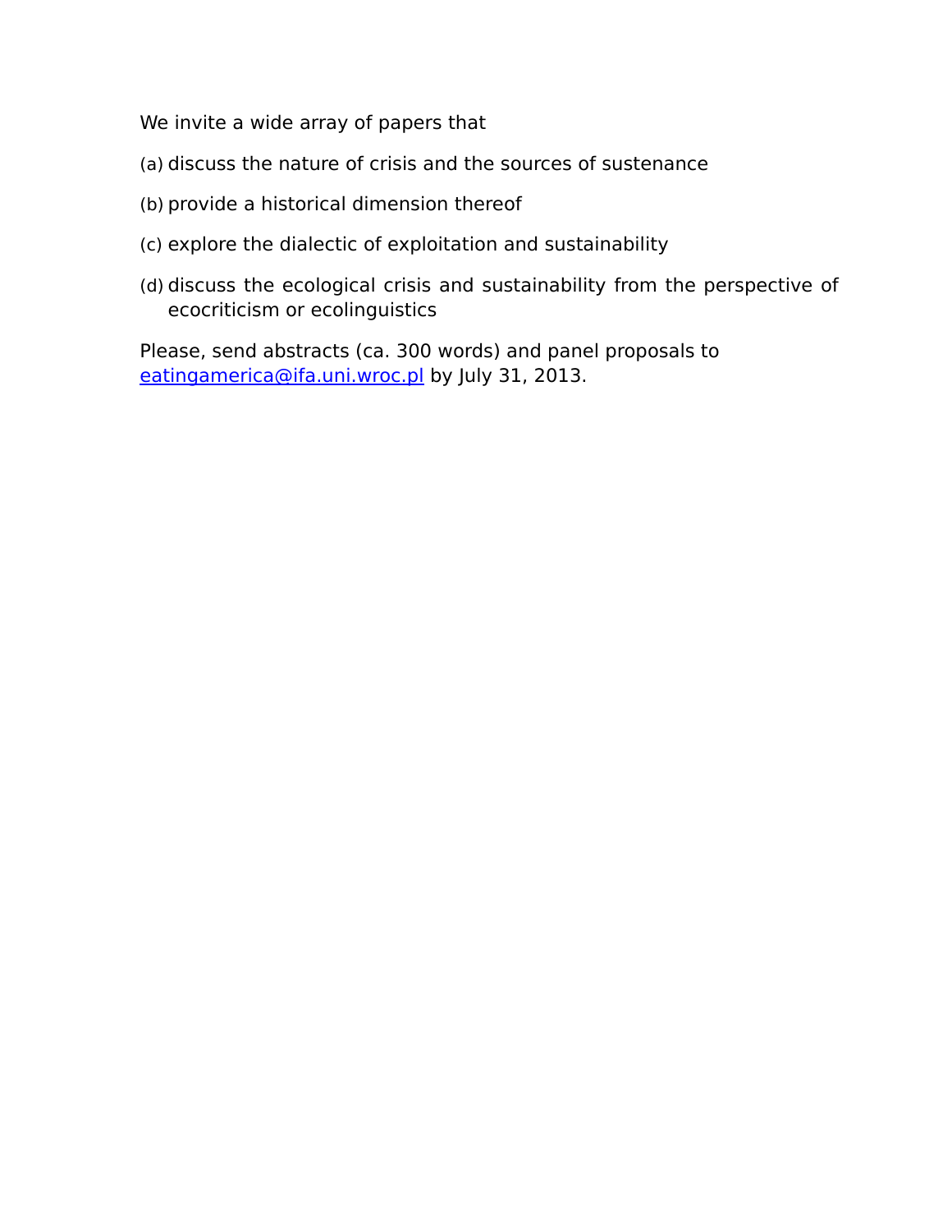We invite a wide array of papers that

(a) discuss the nature of crisis and the sources of sustenance

(b) provide a historical dimension thereof

(c) explore the dialectic of exploitation and sustainability

(d) discuss the ecological crisis and sustainability from the perspective of ecocriticism or ecolinguistics

Please, send abstracts (ca. 300 words) and panel proposals to eatingamerica@ifa.uni.wroc.pl by July 31, 2013.